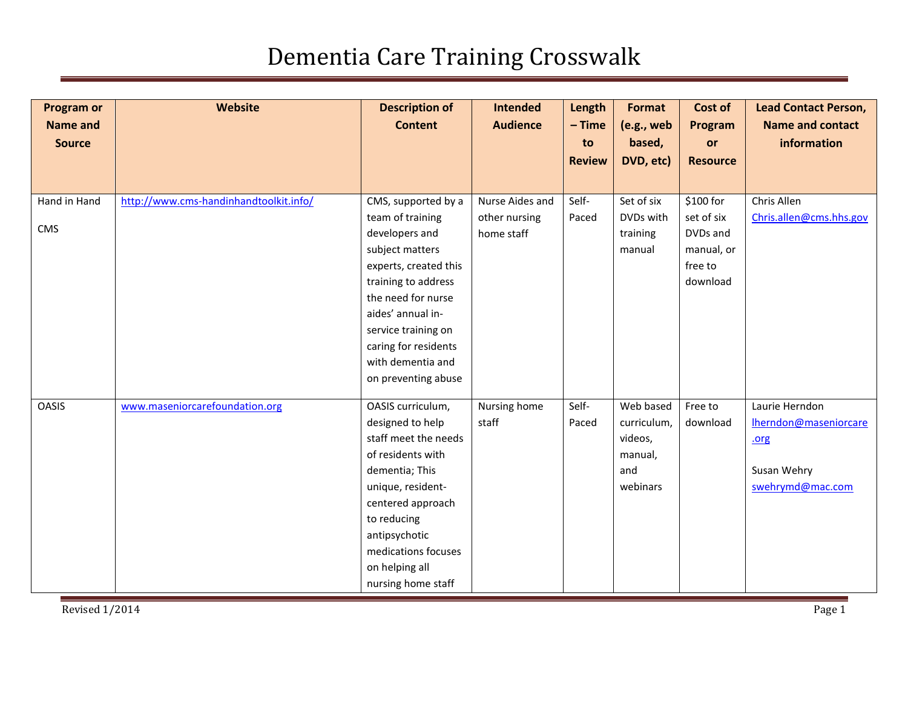# Dementia Care Training Crosswalk

| Program or Name and Source | Website | Description of Content | Intended Audience | Length – Time to Review | Format (e.g., web based, DVD, etc) | Cost of Program or Resource | Lead Contact Person, Name and contact information |
|---|---|---|---|---|---|---|---|
| Hand in Hand<br><br>CMS | http://www.cms-handinhandtoolkit.info/ | CMS, supported by a team of training developers and subject matters experts, created this training to address the need for nurse aides' annual in-service training on caring for residents with dementia and on preventing abuse | Nurse Aides and other nursing home staff | Self-Paced | Set of six DVDs with training manual | $100 for set of six DVDs and manual, or free to download | Chris Allen<br>Chris.allen@cms.hhs.gov |
| OASIS | www.maseniorcarefoundation.org | OASIS curriculum, designed to help staff meet the needs of residents with dementia; This unique, resident-centered approach to reducing antipsychotic medications focuses on helping all nursing home staff | Nursing home staff | Self-Paced | Web based curriculum, videos, manual, and webinars | Free to download | Laurie Herndon<br>lherndon@maseniorcare.org<br><br>Susan Wehry<br>swehrymd@mac.com |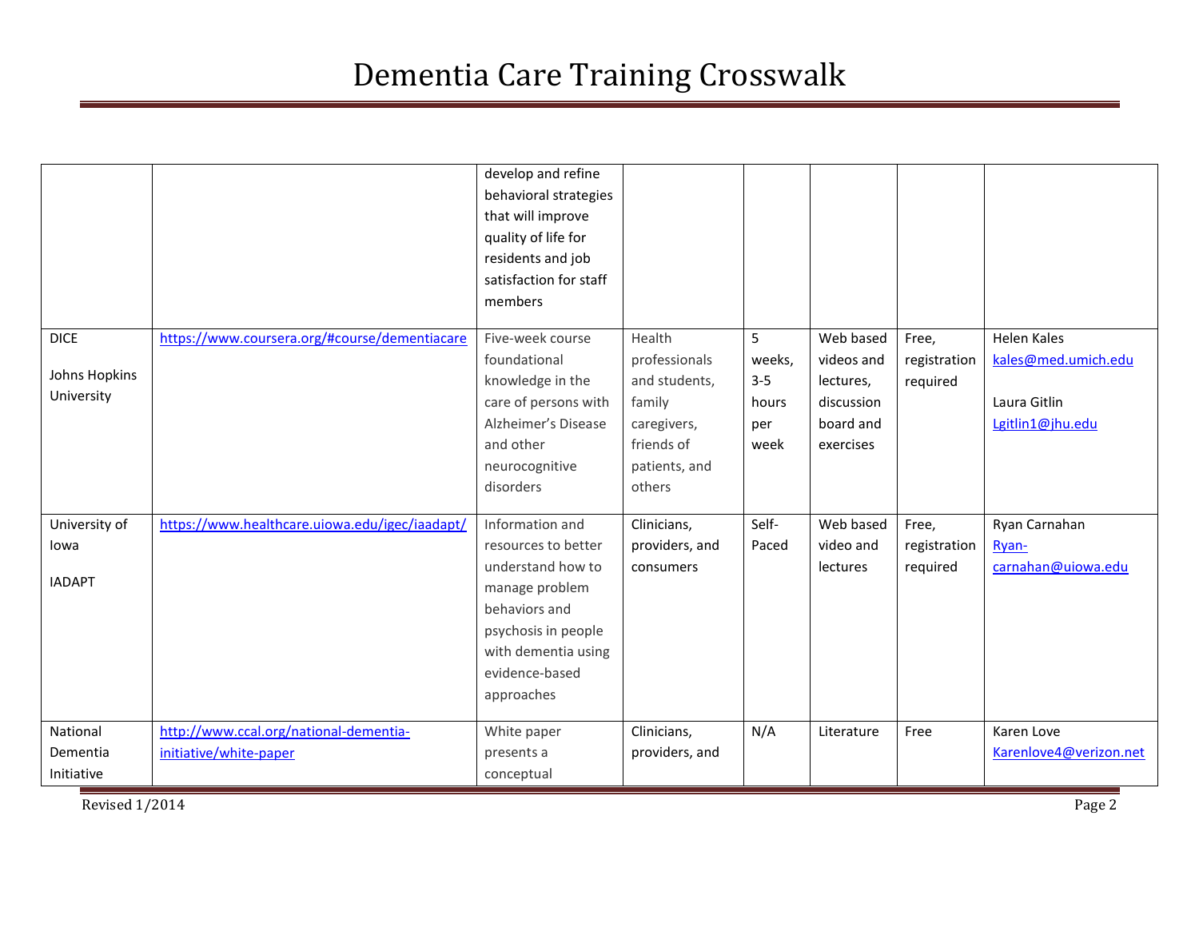# Dementia Care Training Crosswalk

| | | | | | | | |
|---|---|---|---|---|---|---|---|
| | | develop and refine behavioral strategies that will improve quality of life for residents and job satisfaction for staff members | | | | | |
| DICE<br><br>Johns Hopkins University | https://www.coursera.org/#course/dementiacare | Five-week course foundational knowledge in the care of persons with Alzheimer's Disease and other neurocognitive disorders | Health professionals and students, family caregivers, friends of patients, and others | 5 weeks, 3-5 hours per week | Web based videos and lectures, discussion board and exercises | Free, registration required | Helen Kales<br>kales@med.umich.edu<br><br>Laura Gitlin<br>Lgitlin1@jhu.edu |
| University of Iowa<br><br>IADAPT | https://www.healthcare.uiowa.edu/igec/iaadapt/ | Information and resources to better understand how to manage problem behaviors and psychosis in people with dementia using evidence-based approaches | Clinicians, providers, and consumers | Self-Paced | Web based video and lectures | Free, registration required | Ryan Carnahan<br>Ryan-carnahan@uiowa.edu |
| National Dementia Initiative | http://www.ccal.org/national-dementia-initiative/white-paper | White paper presents a conceptual | Clinicians, providers, and | N/A | Literature | Free | Karen Love<br>Karenlove4@verizon.net |

Revised 1/2014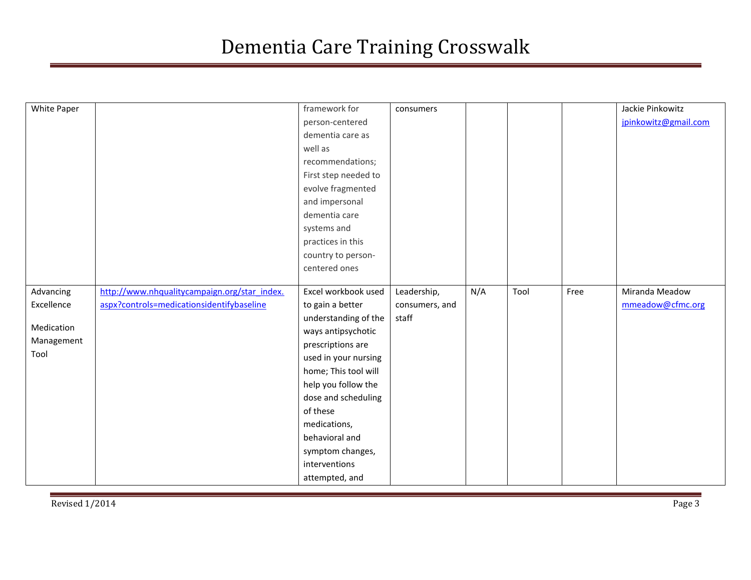| White Paper | | framework for person-centered dementia care as well as recommendations; First step needed to evolve fragmented and impersonal dementia care systems and practices in this country to person-centered ones | consumers | | | | Jackie Pinkowitz jpinkowitz@gmail.com |
|---|---|---|---|---|---|---|---|
| Advancing Excellence<br><br>Medication Management Tool | http://www.nhqualitycampaign.org/star_index.aspx?controls=medicationsidentifybaseline | Excel workbook used to gain a better understanding of the ways antipsychotic prescriptions are used in your nursing home; This tool will help you follow the dose and scheduling of these medications, behavioral and symptom changes, interventions attempted, and | Leadership, consumers, and staff | N/A | Tool | Free | Miranda Meadow mmeadow@cfmc.org |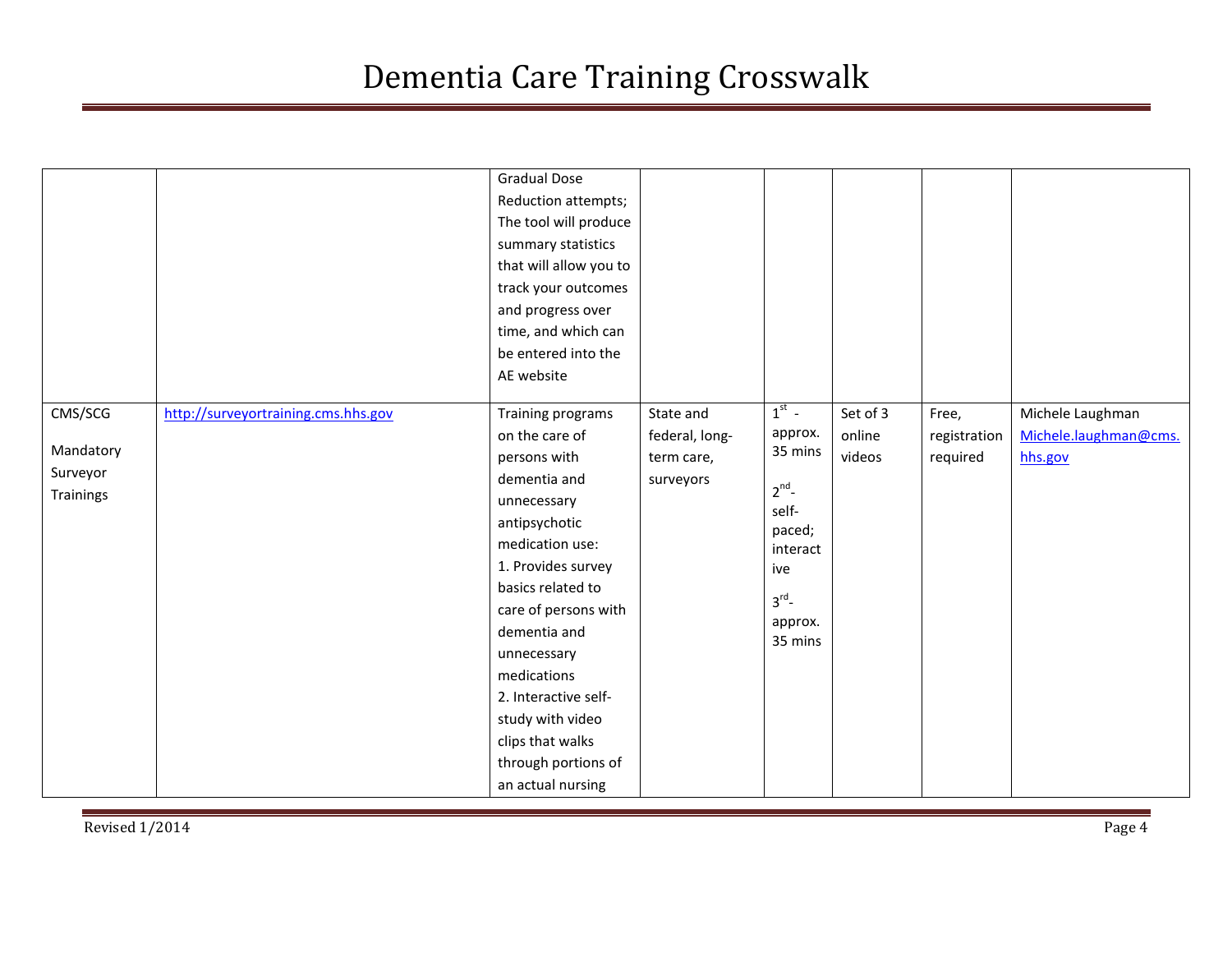| | | | | | | | |
|---|---|---|---|---|---|---|---|
| | | Gradual Dose Reduction attempts; The tool will produce summary statistics that will allow you to track your outcomes and progress over time, and which can be entered into the AE website | | | | | |
| CMS/SCG<br><br>Mandatory Surveyor Trainings | http://surveyortraining.cms.hhs.gov | Training programs on the care of persons with dementia and unnecessary antipsychotic medication use:<br>1. Provides survey basics related to care of persons with dementia and unnecessary medications<br>2. Interactive self-study with video clips that walks through portions of an actual nursing | State and federal, long-term care, surveyors | 1st - approx. 35 mins<br><br>2nd- self-paced; interactive<br><br>3rd- approx. 35 mins | Set of 3 online videos | Free, registration required | Michele Laughman<br>Michele.laughman@cms.hhs.gov |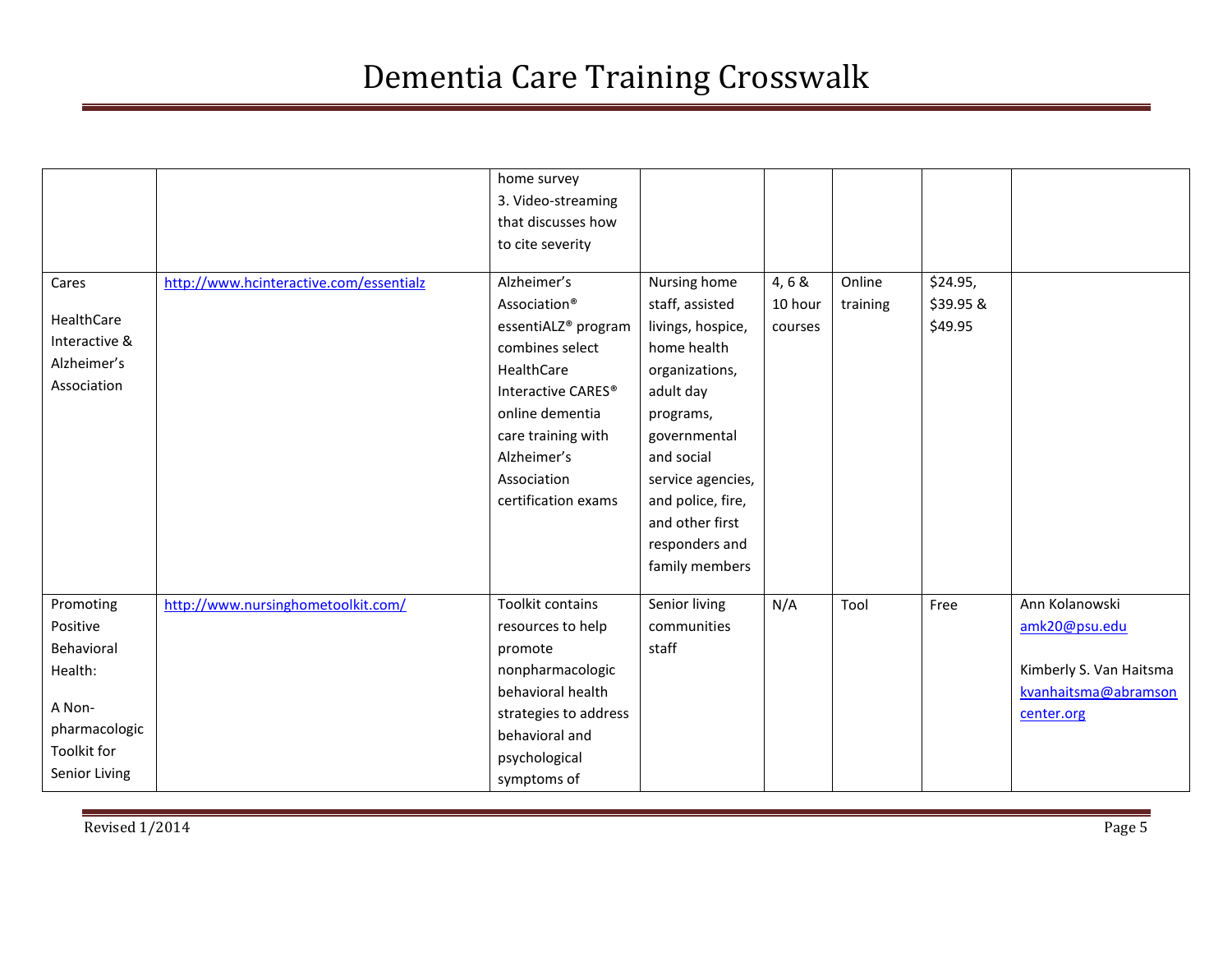| | | | | | | | |
|---|---|---|---|---|---|---|---|
| | | home survey 3. Video-streaming that discusses how to cite severity | | | | | |
| Cares HealthCare Interactive & Alzheimer's Association | http://www.hcinteractive.com/essentialz | Alzheimer's Association® essentiALZ® program combines select HealthCare Interactive CARES® online dementia care training with Alzheimer's Association certification exams | Nursing home staff, assisted livings, hospice, home health organizations, adult day programs, governmental and social service agencies, and police, fire, and other first responders and family members | 4, 6 & 10 hour courses | Online training | $24.95, $39.95 & $49.95 | |
| Promoting Positive Behavioral Health: A Non-pharmacologic Toolkit for Senior Living | http://www.nursinghometoolkit.com/ | Toolkit contains resources to help promote nonpharmacologic behavioral health strategies to address behavioral and psychological symptoms of | Senior living communities staff | N/A | Tool | Free | Ann Kolanowski amk20@psu.edu Kimberly S. Van Haitsma kvanhaitsma@abramsoncenter.org |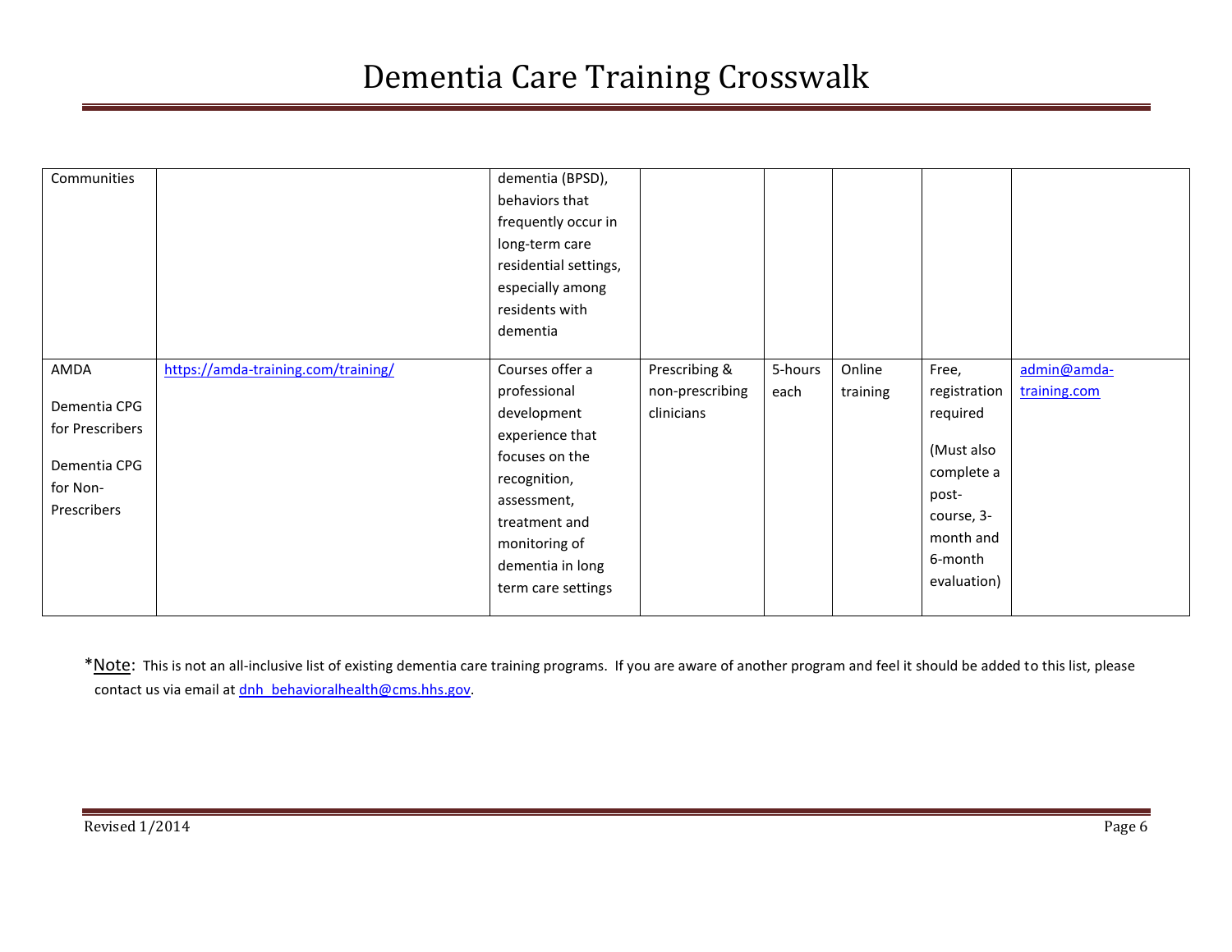| | | | | | | | |
|---|---|---|---|---|---|---|---|
| Communities | | dementia (BPSD), behaviors that frequently occur in long-term care residential settings, especially among residents with dementia | | | | | |
| AMDA<br><br>Dementia CPG for Prescribers<br><br>Dementia CPG for Non-Prescribers | https://amda-training.com/training/ | Courses offer a professional development experience that focuses on the recognition, assessment, treatment and monitoring of dementia in long term care settings | Prescribing & non-prescribing clinicians | 5-hours each | Online training | Free, registration required<br><br>(Must also complete a post-course, 3-month and 6-month evaluation) | admin@amda-training.com |

*Note: This is not an all-inclusive list of existing dementia care training programs. If you are aware of another program and feel it should be added to this list, please contact us via email at dnh_behavioralhealth@cms.hhs.gov.